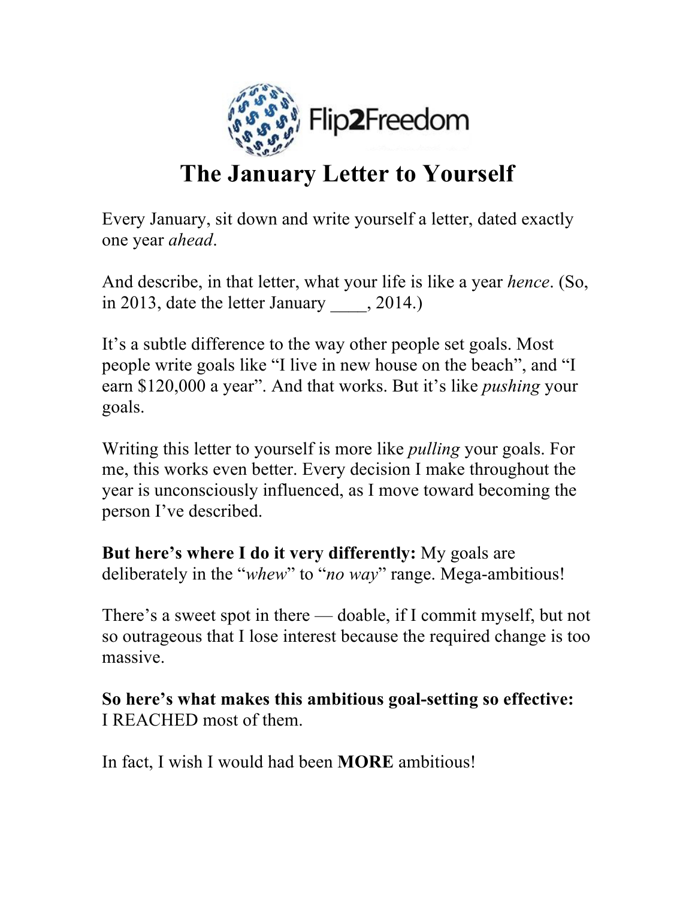Flip2Freedom

# The January Letter to Yourself

Every January, sit down and write yourself a letter, dated exactly one year *ahead*.

And describe, in that letter, what your life is like a year *hence*. (So, in 2013, date the letter January ____, 2014.)

It's a subtle difference to the way other people set goals. Most people write goals like "I live in new house on the beach", and "I earn $120,000 a year". And that works. But it's like *pushing* your goals.

Writing this letter to yourself is more like *pulling* your goals. For me, this works even better. Every decision I make throughout the year is unconsciously influenced, as I move toward becoming the person I've described.

**But here's where I do it very differently:** My goals are deliberately in the "*whew*" to "*no way*" range. Mega-ambitious!

There's a sweet spot in there — doable, if I commit myself, but not so outrageous that I lose interest because the required change is too massive.

**So here's what makes this ambitious goal-setting so effective:** I REACHED most of them.

In fact, I wish I would had been **MORE** ambitious!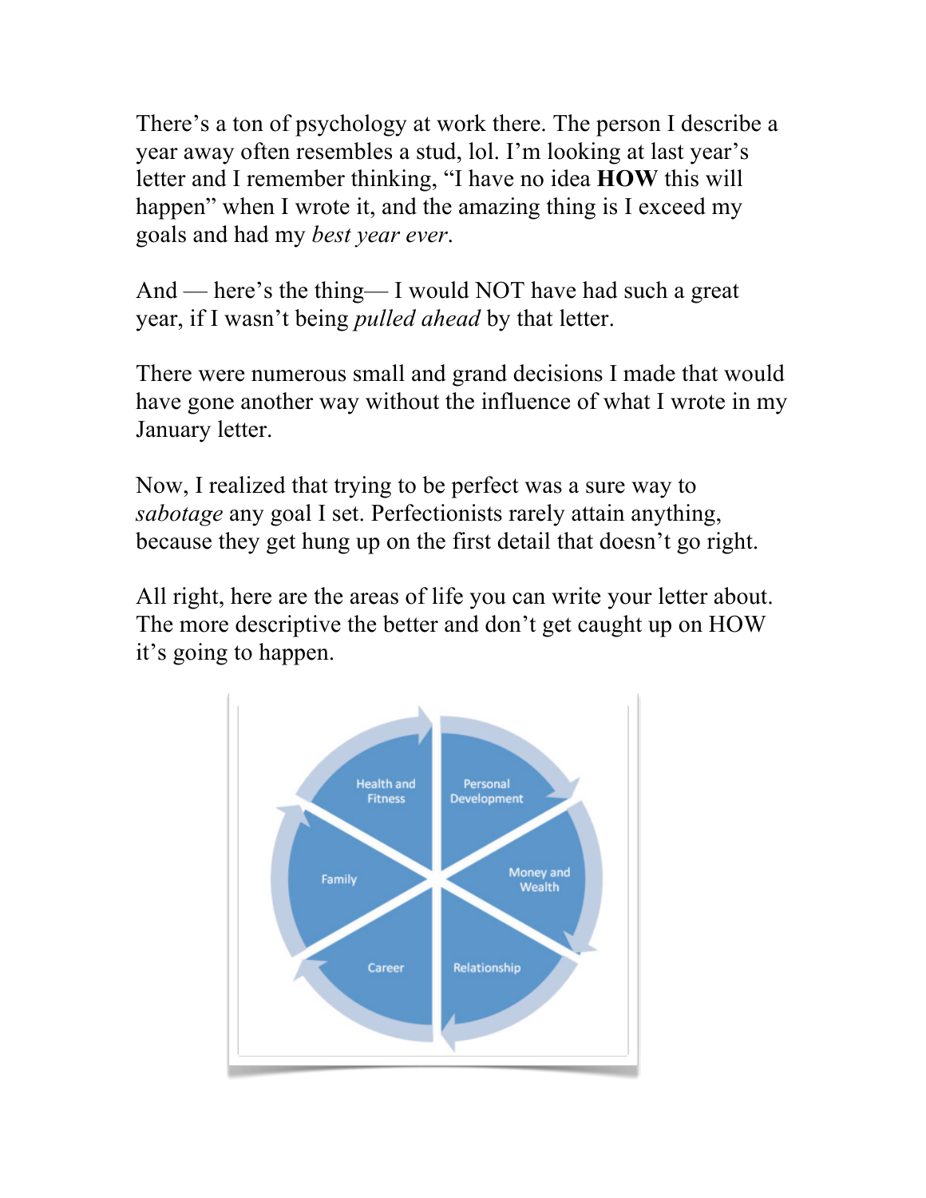There's a ton of psychology at work there. The person I describe a year away often resembles a stud, lol. I'm looking at last year's letter and I remember thinking, "I have no idea **HOW** this will happen" when I wrote it, and the amazing thing is I exceed my goals and had my *best year ever*.

And — here's the thing— I would NOT have had such a great year, if I wasn't being *pulled ahead* by that letter.

There were numerous small and grand decisions I made that would have gone another way without the influence of what I wrote in my January letter.

Now, I realized that trying to be perfect was a sure way to *sabotage* any goal I set. Perfectionists rarely attain anything, because they get hung up on the first detail that doesn't go right.

All right, here are the areas of life you can write your letter about. The more descriptive the better and don't get caught up on HOW it's going to happen.

Health and Fitness

Personal Development

Money and Wealth

Relationship

Career

Family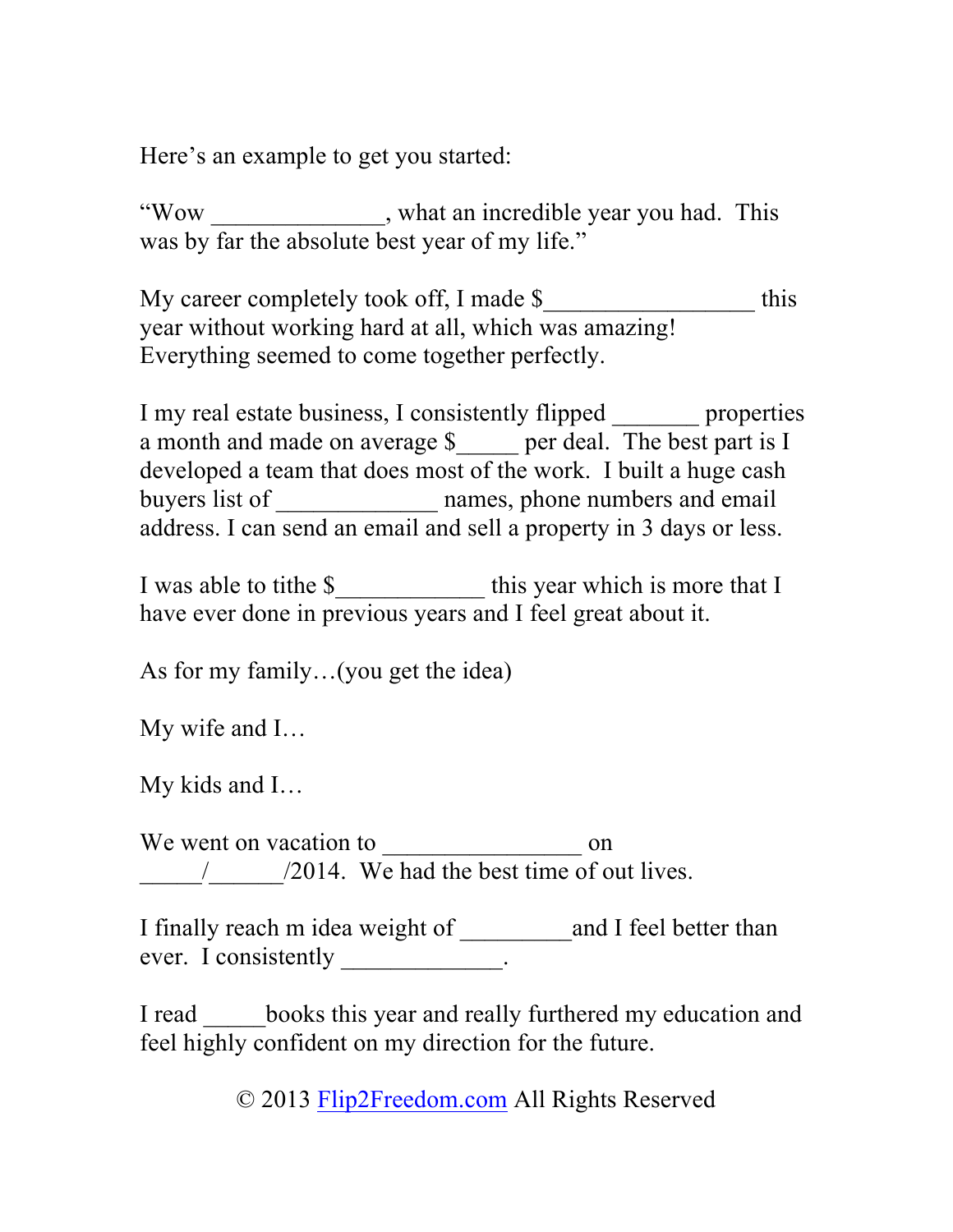Here's an example to get you started:

"Wow ______________, what an incredible year you had. This was by far the absolute best year of my life."

My career completely took off, I made $_________________ this year without working hard at all, which was amazing! Everything seemed to come together perfectly.

I my real estate business, I consistently flipped _______ properties a month and made on average $_____ per deal. The best part is I developed a team that does most of the work. I built a huge cash buyers list of _____________ names, phone numbers and email address. I can send an email and sell a property in 3 days or less.

I was able to tithe $____________ this year which is more that I have ever done in previous years and I feel great about it.

As for my family…(you get the idea)

My wife and I…

My kids and I…

We went on vacation to ________________ on _____/______/2014. We had the best time of out lives.

I finally reach m idea weight of _________and I feel better than ever. I consistently _____________.

I read _____books this year and really furthered my education and feel highly confident on my direction for the future.

© 2013 Flip2Freedom.com All Rights Reserved